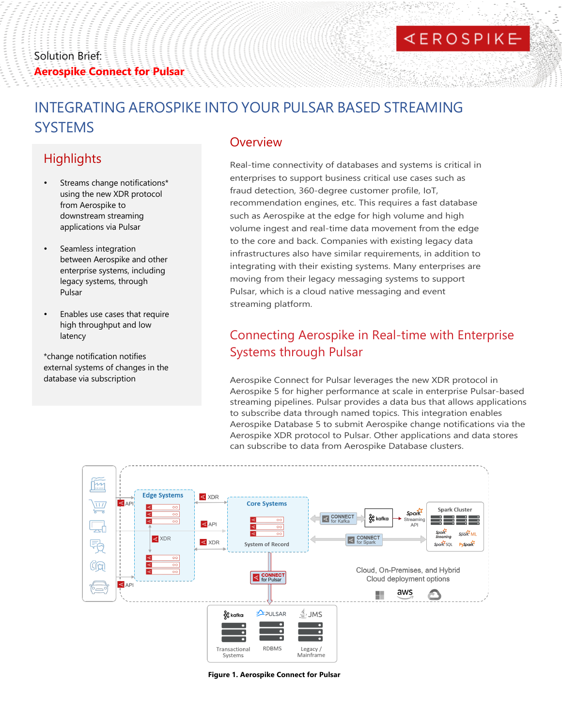Solution Brief:

**Aerospike Connect for Pulsar**

# INTEGRATING AEROSPIKE INTO YOUR PULSAR BASED STREAMING SYSTEMS

## Highlights

- Streams change notifications* using the new XDR protocol from Aerospike to downstream streaming applications via Pulsar
- Seamless integration between Aerospike and other enterprise systems, including legacy systems, through Pulsar
- Enables use cases that require high throughput and low latency

*change notification notifies external systems of changes in the database via subscription

## Overview

Real-time connectivity of databases and systems is critical in enterprises to support business critical use cases such as fraud detection, 360-degree customer profile, IoT, recommendation engines, etc. This requires a fast database such as Aerospike at the edge for high volume and high volume ingest and real-time data movement from the edge to the core and back. Companies with existing legacy data infrastructures also have similar requirements, in addition to integrating with their existing systems. Many enterprises are moving from their legacy messaging systems to support Pulsar, which is a cloud native messaging and event streaming platform.

## Connecting Aerospike in Real-time with Enterprise Systems through Pulsar

Aerospike Connect for Pulsar leverages the new XDR protocol in Aerospike 5 for higher performance at scale in enterprise Pulsar-based streaming pipelines. Pulsar provides a data bus that allows applications to subscribe data through named topics. This integration enables Aerospike Database 5 to submit Aerospike change notifications via the Aerospike XDR protocol to Pulsar. Other applications and data stores can subscribe to data from Aerospike Database clusters.

**Figure 1. Aerospike Connect for Pulsar**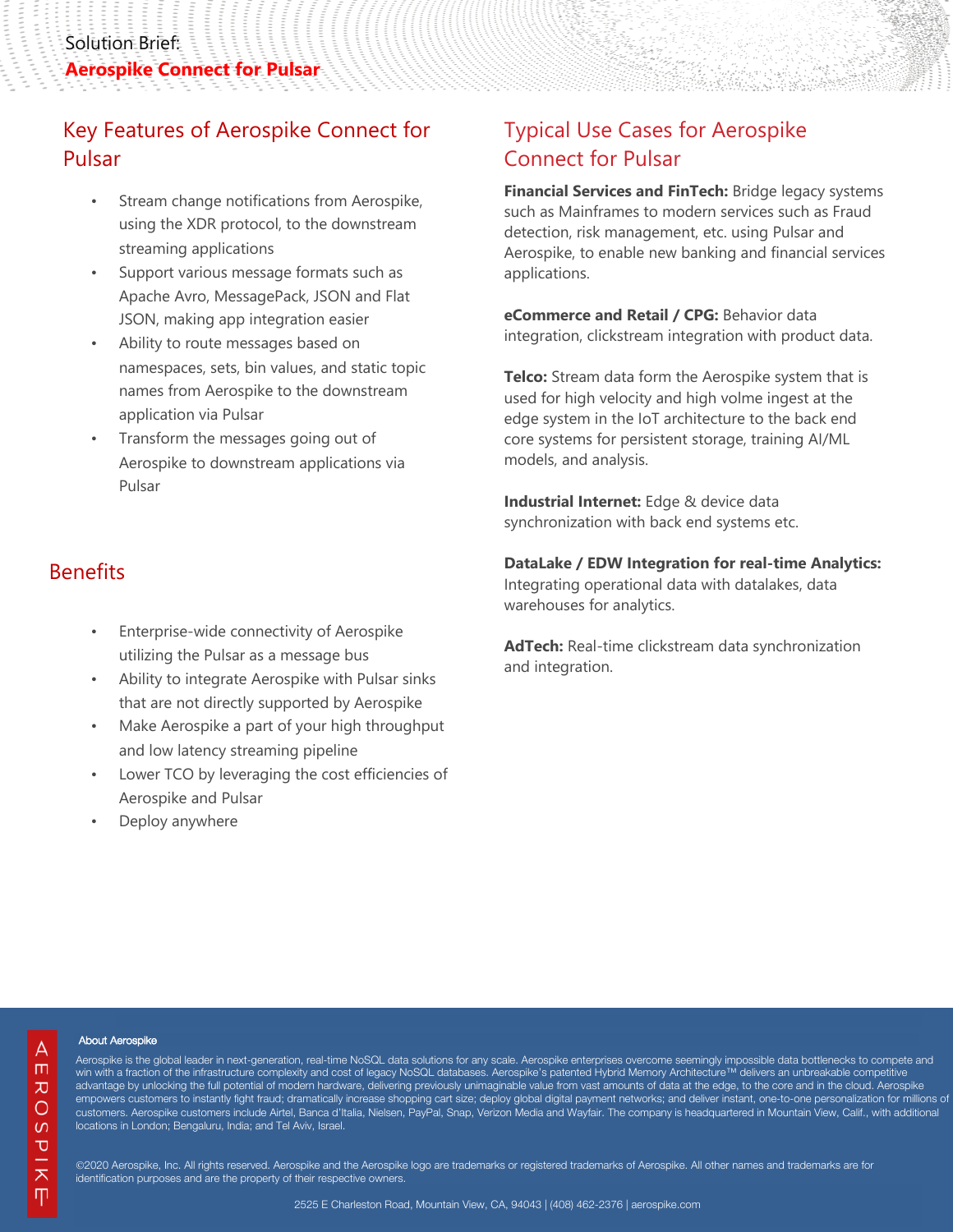Solution Brief:
**Aerospike Connect for Pulsar**

## Key Features of Aerospike Connect for Pulsar

- Stream change notifications from Aerospike, using the XDR protocol, to the downstream streaming applications
- Support various message formats such as Apache Avro, MessagePack, JSON and Flat JSON, making app integration easier
- Ability to route messages based on namespaces, sets, bin values, and static topic names from Aerospike to the downstream application via Pulsar
- Transform the messages going out of Aerospike to downstream applications via Pulsar

## Benefits

- Enterprise-wide connectivity of Aerospike utilizing the Pulsar as a message bus
- Ability to integrate Aerospike with Pulsar sinks that are not directly supported by Aerospike
- Make Aerospike a part of your high throughput and low latency streaming pipeline
- Lower TCO by leveraging the cost efficiencies of Aerospike and Pulsar
- Deploy anywhere

## Typical Use Cases for Aerospike Connect for Pulsar

**Financial Services and FinTech:** Bridge legacy systems such as Mainframes to modern services such as Fraud detection, risk management, etc. using Pulsar and Aerospike, to enable new banking and financial services applications.

**eCommerce and Retail / CPG:** Behavior data integration, clickstream integration with product data.

**Telco:** Stream data form the Aerospike system that is used for high velocity and high volme ingest at the edge system in the IoT architecture to the back end core systems for persistent storage, training AI/ML models, and analysis.

**Industrial Internet:** Edge & device data synchronization with back end systems etc.

**DataLake / EDW Integration for real-time Analytics:** Integrating operational data with datalakes, data warehouses for analytics.

**AdTech:** Real-time clickstream data synchronization and integration.

**About Aerospike**

Aerospike is the global leader in next-generation, real-time NoSQL data solutions for any scale. Aerospike enterprises overcome seemingly impossible data bottlenecks to compete and win with a fraction of the infrastructure complexity and cost of legacy NoSQL databases. Aerospike's patented Hybrid Memory Architecture™ delivers an unbreakable competitive advantage by unlocking the full potential of modern hardware, delivering previously unimaginable value from vast amounts of data at the edge, to the core and in the cloud. Aerospike empowers customers to instantly fight fraud; dramatically increase shopping cart size; deploy global digital payment networks; and deliver instant, one-to-one personalization for millions of customers. Aerospike customers include Airtel, Banca d'Italia, Nielsen, PayPal, Snap, Verizon Media and Wayfair. The company is headquartered in Mountain View, Calif., with additional locations in London; Bengaluru, India; and Tel Aviv, Israel.

©2020 Aerospike, Inc. All rights reserved. Aerospike and the Aerospike logo are trademarks or registered trademarks of Aerospike. All other names and trademarks are for identification purposes and are the property of their respective owners.

2525 E Charleston Road, Mountain View, CA, 94043 | (408) 462-2376 | aerospike.com